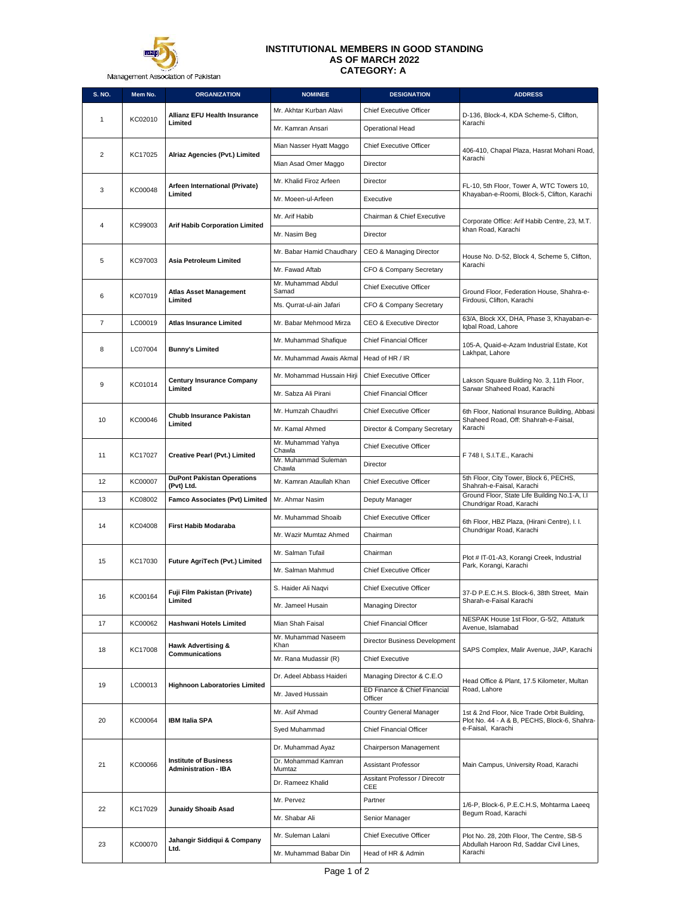Management Association of Pakistan

# INSTITUTIONAL MEMBERS IN GOOD STANDING
## AS OF MARCH 2022
## CATEGORY: A

| S. NO. | Mem No. | ORGANIZATION | NOMINEE | DESIGNATION | ADDRESS |
|---|---|---|---|---|---|
| 1 | KC02010 | **Allianz EFU Health Insurance Limited** | Mr. Akhtar Kurban Alavi | Chief Executive Officer | D-136, Block-4, KDA Scheme-5, Clifton, Karachi |
| | | | Mr. Kamran Ansari | Operational Head | |
| 2 | KC17025 | **Alriaz Agencies (Pvt.) Limited** | Mian Nasser Hyatt Maggo | Chief Executive Officer | 406-410, Chapal Plaza, Hasrat Mohani Road, Karachi |
| | | | Mian Asad Omer Maggo | Director | |
| 3 | KC00048 | **Arfeen International (Private) Limited** | Mr. Khalid Firoz Arfeen | Director | FL-10, 5th Floor, Tower A, WTC Towers 10, Khayaban-e-Roomi, Block-5, Clifton, Karachi |
| | | | Mr. Moeen-ul-Arfeen | Executive | |
| 4 | KC99003 | **Arif Habib Corporation Limited** | Mr. Arif Habib | Chairman & Chief Executive | Corporate Office: Arif Habib Centre, 23, M.T. khan Road, Karachi |
| | | | Mr. Nasim Beg | Director | |
| 5 | KC97003 | **Asia Petroleum Limited** | Mr. Babar Hamid Chaudhary | CEO & Managing Director | House No. D-52, Block 4, Scheme 5, Clifton, Karachi |
| | | | Mr. Fawad Aftab | CFO & Company Secretary | |
| 6 | KC07019 | **Atlas Asset Management Limited** | Mr. Muhammad Abdul Samad | Chief Executive Officer | Ground Floor, Federation House, Shahra-e-Firdousi, Clifton, Karachi |
| | | | Ms. Qurrat-ul-ain Jafari | CFO & Company Secretary | |
| 7 | LC00019 | **Atlas Insurance Limited** | Mr. Babar Mehmood Mirza | CEO & Executive Director | 63/A, Block XX, DHA, Phase 3, Khayaban-e-Iqbal Road, Lahore |
| 8 | LC07004 | **Bunny's Limited** | Mr. Muhammad Shafique | Chief Financial Officer | 105-A, Quaid-e-Azam Industrial Estate, Kot Lakhpat, Lahore |
| | | | Mr. Muhammad Awais Akmal | Head of HR / IR | |
| 9 | KC01014 | **Century Insurance Company Limited** | Mr. Mohammad Hussain Hirji | Chief Executive Officer | Lakson Square Building No. 3, 11th Floor, Sarwar Shaheed Road, Karachi |
| | | | Mr. Sabza Ali Pirani | Chief Financial Officer | |
| 10 | KC00046 | **Chubb Insurance Pakistan Limited** | Mr. Humzah Chaudhri | Chief Executive Officer | 6th Floor, National Insurance Building, Abbasi Shaheed Road, Off: Shahrah-e-Faisal, Karachi |
| | | | Mr. Kamal Ahmed | Director & Company Secretary | |
| 11 | KC17027 | **Creative Pearl (Pvt.) Limited** | Mr. Muhammad Yahya Chawla | Chief Executive Officer | F 748 I, S.I.T.E., Karachi |
| | | | Mr. Muhammad Suleman Chawla | Director | |
| 12 | KC00007 | **DuPont Pakistan Operations (Pvt) Ltd.** | Mr. Kamran Ataullah Khan | Chief Executive Officer | 5th Floor, City Tower, Block 6, PECHS, Shahrah-e-Faisal, Karachi |
| 13 | KC08002 | **Famco Associates (Pvt) Limited** | Mr. Ahmar Nasim | Deputy Manager | Ground Floor, State Life Building No.1-A, I.I Chundrigar Road, Karachi |
| 14 | KC04008 | **First Habib Modaraba** | Mr. Muhammad Shoaib | Chief Executive Officer | 6th Floor, HBZ Plaza, (Hirani Centre), I. I. Chundrigar Road, Karachi |
| | | | Mr. Wazir Mumtaz Ahmed | Chairman | |
| 15 | KC17030 | **Future AgriTech (Pvt.) Limited** | Mr. Salman Tufail | Chairman | Plot # IT-01-A3, Korangi Creek, Industrial Park, Korangi, Karachi |
| | | | Mr. Salman Mahmud | Chief Executive Officer | |
| 16 | KC00164 | **Fuji Film Pakistan (Private) Limited** | S. Haider Ali Naqvi | Chief Executive Officer | 37-D P.E.C.H.S. Block-6, 38th Street, Main Sharah-e-Faisal Karachi |
| | | | Mr. Jameel Husain | Managing Director | |
| 17 | KC00062 | **Hashwani Hotels Limited** | Mian Shah Faisal | Chief Financial Officer | NESPAK House 1st Floor, G-5/2, Attaturk Avenue, Islamabad |
| 18 | KC17008 | **Hawk Advertising & Communications** | Mr. Muhammad Naseem Khan | Director Business Development | SAPS Complex, Malir Avenue, JIAP, Karachi |
| | | | Mr. Rana Mudassir (R) | Chief Executive | |
| 19 | LC00013 | **Highnoon Laboratories Limited** | Dr. Adeel Abbass Haideri | Managing Director & C.E.O | Head Office & Plant, 17.5 Kilometer, Multan Road, Lahore |
| | | | Mr. Javed Hussain | ED Finance & Chief Financial Officer | |
| 20 | KC00064 | **IBM Italia SPA** | Mr. Asif Ahmad | Country General Manager | 1st & 2nd Floor, Nice Trade Orbit Building, Plot No. 44 - A & B, PECHS, Block-6, Shahra-e-Faisal, Karachi |
| | | | Syed Muhammad | Chief Financial Officer | |
| 21 | KC00066 | **Institute of Business Administration - IBA** | Dr. Muhammad Ayaz | Chairperson Management | Main Campus, University Road, Karachi |
| | | | Dr. Mohammad Kamran Mumtaz | Assistant Professor | |
| | | | Dr. Rameez Khalid | Assitant Professor / Direcotr CEE | |
| 22 | KC17029 | **Junaidy Shoaib Asad** | Mr. Pervez | Partner | 1/6-P, Block-6, P.E.C.H.S, Mohtarma Laeeq Begum Road, Karachi |
| | | | Mr. Shabar Ali | Senior Manager | |
| 23 | KC00070 | **Jahangir Siddiqui & Company Ltd.** | Mr. Suleman Lalani | Chief Executive Officer | Plot No. 28, 20th Floor, The Centre, SB-5 Abdullah Haroon Rd, Saddar Civil Lines, Karachi |
| | | | Mr. Muhammad Babar Din | Head of HR & Admin | |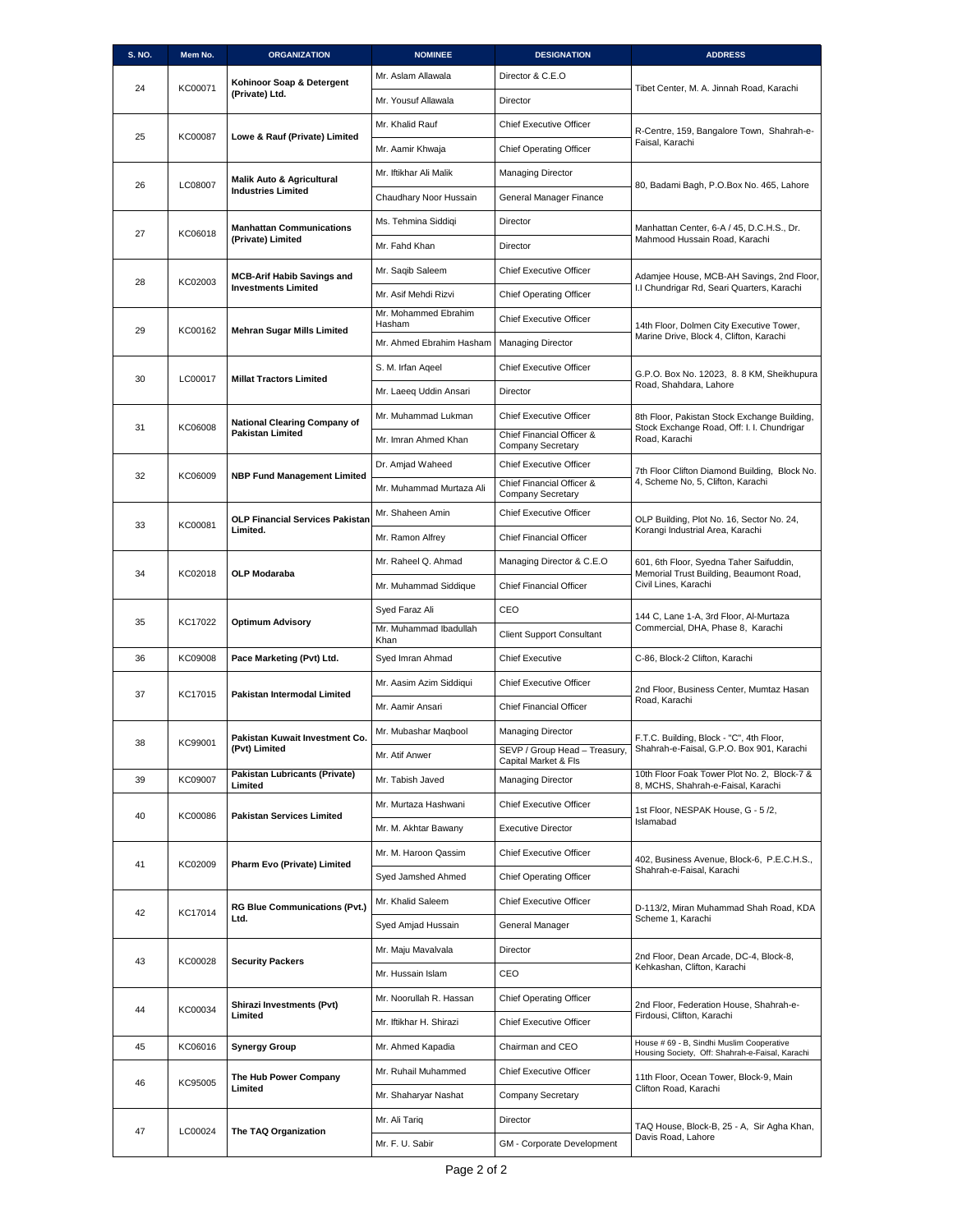| S. NO. | Mem No. | ORGANIZATION | NOMINEE | DESIGNATION | ADDRESS |
|---|---|---|---|---|---|
| 24 | KC00071 | Kohinoor Soap & Detergent (Private) Ltd. | Mr. Aslam Allawala | Director & C.E.O | Tibet Center, M. A. Jinnah Road, Karachi |
| | | | Mr. Yousuf Allawala | Director | |
| 25 | KC00087 | Lowe & Rauf (Private) Limited | Mr. Khalid Rauf | Chief Executive Officer | R-Centre, 159, Bangalore Town, Shahrah-e-Faisal, Karachi |
| | | | Mr. Aamir Khwaja | Chief Operating Officer | |
| 26 | LC08007 | Malik Auto & Agricultural Industries Limited | Mr. Iftikhar Ali Malik | Managing Director | 80, Badami Bagh, P.O.Box No. 465, Lahore |
| | | | Chaudhary Noor Hussain | General Manager Finance | |
| 27 | KC06018 | Manhattan Communications (Private) Limited | Ms. Tehmina Siddiqi | Director | Manhattan Center, 6-A / 45, D.C.H.S., Dr. Mahmood Hussain Road, Karachi |
| | | | Mr. Fahd Khan | Director | |
| 28 | KC02003 | MCB-Arif Habib Savings and Investments Limited | Mr. Saqib Saleem | Chief Executive Officer | Adamjee House, MCB-AH Savings, 2nd Floor, I.I Chundrigar Rd, Seari Quarters, Karachi |
| | | | Mr. Asif Mehdi Rizvi | Chief Operating Officer | |
| 29 | KC00162 | Mehran Sugar Mills Limited | Mr. Mohammed Ebrahim Hasham | Chief Executive Officer | 14th Floor, Dolmen City Executive Tower, Marine Drive, Block 4, Clifton, Karachi |
| | | | Mr. Ahmed Ebrahim Hasham | Managing Director | |
| 30 | LC00017 | Millat Tractors Limited | S. M. Irfan Aqeel | Chief Executive Officer | G.P.O. Box No. 12023, 8. 8 KM, Sheikhupura Road, Shahdara, Lahore |
| | | | Mr. Laeeq Uddin Ansari | Director | |
| 31 | KC06008 | National Clearing Company of Pakistan Limited | Mr. Muhammad Lukman | Chief Executive Officer | 8th Floor, Pakistan Stock Exchange Building, Stock Exchange Road, Off: I. I. Chundrigar Road, Karachi |
| | | | Mr. Imran Ahmed Khan | Chief Financial Officer & Company Secretary | |
| 32 | KC06009 | NBP Fund Management Limited | Dr. Amjad Waheed | Chief Executive Officer | 7th Floor Clifton Diamond Building, Block No. 4, Scheme No, 5, Clifton, Karachi |
| | | | Mr. Muhammad Murtaza Ali | Chief Financial Officer & Company Secretary | |
| 33 | KC00081 | OLP Financial Services Pakistan Limited. | Mr. Shaheen Amin | Chief Executive Officer | OLP Building, Plot No. 16, Sector No. 24, Korangi Industrial Area, Karachi |
| | | | Mr. Ramon Alfrey | Chief Financial Officer | |
| 34 | KC02018 | OLP Modaraba | Mr. Raheel Q. Ahmad | Managing Director & C.E.O | 601, 6th Floor, Syedna Taher Saifuddin, Memorial Trust Building, Beaumont Road, Civil Lines, Karachi |
| | | | Mr. Muhammad Siddique | Chief Financial Officer | |
| 35 | KC17022 | Optimum Advisory | Syed Faraz Ali | CEO | 144 C, Lane 1-A, 3rd Floor, Al-Murtaza Commercial, DHA, Phase 8, Karachi |
| | | | Mr. Muhammad Ibadullah Khan | Client Support Consultant | |
| 36 | KC09008 | Pace Marketing (Pvt) Ltd. | Syed Imran Ahmad | Chief Executive | C-86, Block-2 Clifton, Karachi |
| 37 | KC17015 | Pakistan Intermodal Limited | Mr. Aasim Azim Siddiqui | Chief Executive Officer | 2nd Floor, Business Center, Mumtaz Hasan Road, Karachi |
| | | | Mr. Aamir Ansari | Chief Financial Officer | |
| 38 | KC99001 | Pakistan Kuwait Investment Co. (Pvt) Limited | Mr. Mubashar Maqbool | Managing Director | F.T.C. Building, Block - "C", 4th Floor, Shahrah-e-Faisal, G.P.O. Box 901, Karachi |
| | | | Mr. Atif Anwer | SEVP / Group Head – Treasury, Capital Market & FIs | |
| 39 | KC09007 | Pakistan Lubricants (Private) Limited | Mr. Tabish Javed | Managing Director | 10th Floor Foak Tower Plot No. 2, Block-7 & 8, MCHS, Shahrah-e-Faisal, Karachi |
| 40 | KC00086 | Pakistan Services Limited | Mr. Murtaza Hashwani | Chief Executive Officer | 1st Floor, NESPAK House, G - 5 /2, Islamabad |
| | | | Mr. M. Akhtar Bawany | Executive Director | |
| 41 | KC02009 | Pharm Evo (Private) Limited | Mr. M. Haroon Qassim | Chief Executive Officer | 402, Business Avenue, Block-6, P.E.C.H.S., Shahrah-e-Faisal, Karachi |
| | | | Syed Jamshed Ahmed | Chief Operating Officer | |
| 42 | KC17014 | RG Blue Communications (Pvt.) Ltd. | Mr. Khalid Saleem | Chief Executive Officer | D-113/2, Miran Muhammad Shah Road, KDA Scheme 1, Karachi |
| | | | Syed Amjad Hussain | General Manager | |
| 43 | KC00028 | Security Packers | Mr. Maju Mavalvala | Director | 2nd Floor, Dean Arcade, DC-4, Block-8, Kehkashan, Clifton, Karachi |
| | | | Mr. Hussain Islam | CEO | |
| 44 | KC00034 | Shirazi Investments (Pvt) Limited | Mr. Noorullah R. Hassan | Chief Operating Officer | 2nd Floor, Federation House, Shahrah-e-Firdousi, Clifton, Karachi |
| | | | Mr. Iftikhar H. Shirazi | Chief Executive Officer | |
| 45 | KC06016 | Synergy Group | Mr. Ahmed Kapadia | Chairman and CEO | House # 69 - B, Sindhi Muslim Cooperative Housing Society, Off: Shahrah-e-Faisal, Karachi |
| 46 | KC95005 | The Hub Power Company Limited | Mr. Ruhail Muhammed | Chief Executive Officer | 11th Floor, Ocean Tower, Block-9, Main Clifton Road, Karachi |
| | | | Mr. Shaharyar Nashat | Company Secretary | |
| 47 | LC00024 | The TAQ Organization | Mr. Ali Tariq | Director | TAQ House, Block-B, 25 - A, Sir Agha Khan, Davis Road, Lahore |
| | | | Mr. F. U. Sabir | GM - Corporate Development | |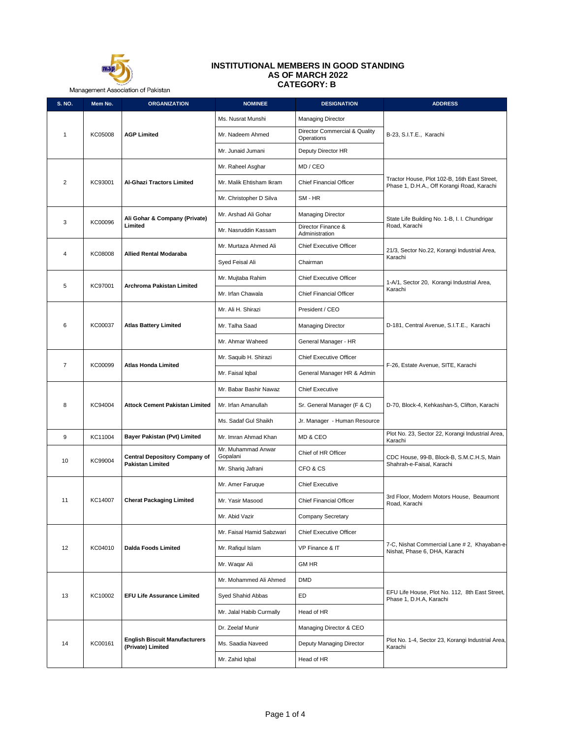Management Association of Pakistan

# INSTITUTIONAL MEMBERS IN GOOD STANDING
## AS OF MARCH 2022
## CATEGORY: B

| S. NO. | Mem No. | ORGANIZATION | NOMINEE | DESIGNATION | ADDRESS |
|---|---|---|---|---|---|
| 1 | KC05008 | **AGP Limited** | Ms. Nusrat Munshi | Managing Director | B-23, S.I.T.E., Karachi |
| | | | Mr. Nadeem Ahmed | Director Commercial & Quality Operations | |
| | | | Mr. Junaid Jumani | Deputy Director HR | |
| 2 | KC93001 | **Al-Ghazi Tractors Limited** | Mr. Raheel Asghar | MD / CEO | Tractor House, Plot 102-B, 16th East Street, Phase 1, D.H.A., Off Korangi Road, Karachi |
| | | | Mr. Malik Ehtisham Ikram | Chief Financial Officer | |
| | | | Mr. Christopher D Silva | SM - HR | |
| 3 | KC00096 | **Ali Gohar & Company (Private) Limited** | Mr. Arshad Ali Gohar | Managing Director | State Life Building No. 1-B, I. I. Chundrigar Road, Karachi |
| | | | Mr. Nasruddin Kassam | Director Finance & Administration | |
| 4 | KC08008 | **Allied Rental Modaraba** | Mr. Murtaza Ahmed Ali | Chief Executive Officer | 21/3, Sector No.22, Korangi Industrial Area, Karachi |
| | | | Syed Feisal Ali | Chairman | |
| 5 | KC97001 | **Archroma Pakistan Limited** | Mr. Mujtaba Rahim | Chief Executive Officer | 1-A/1, Sector 20, Korangi Industrial Area, Karachi |
| | | | Mr. Irfan Chawala | Chief Financial Officer | |
| 6 | KC00037 | **Atlas Battery Limited** | Mr. Ali H. Shirazi | President / CEO | D-181, Central Avenue, S.I.T.E., Karachi |
| | | | Mr. Talha Saad | Managing Director | |
| | | | Mr. Ahmar Waheed | General Manager - HR | |
| 7 | KC00099 | **Atlas Honda Limited** | Mr. Saquib H. Shirazi | Chief Executive Officer | F-26, Estate Avenue, SITE, Karachi |
| | | | Mr. Faisal Iqbal | General Manager HR & Admin | |
| 8 | KC94004 | **Attock Cement Pakistan Limited** | Mr. Babar Bashir Nawaz | Chief Executive | D-70, Block-4, Kehkashan-5, Clifton, Karachi |
| | | | Mr. Irfan Amanullah | Sr. General Manager (F & C) | |
| | | | Ms. Sadaf Gul Shaikh | Jr. Manager - Human Resource | |
| 9 | KC11004 | **Bayer Pakistan (Pvt) Limited** | Mr. Imran Ahmad Khan | MD & CEO | Plot No. 23, Sector 22, Korangi Industrial Area, Karachi |
| 10 | KC99004 | **Central Depository Company of Pakistan Limited** | Mr. Muhammad Anwar Gopalani | Chief of HR Officer | CDC House, 99-B, Block-B, S.M.C.H.S, Main Shahrah-e-Faisal, Karachi |
| | | | Mr. Shariq Jafrani | CFO & CS | |
| 11 | KC14007 | **Cherat Packaging Limited** | Mr. Amer Faruque | Chief Executive | 3rd Floor, Modern Motors House, Beaumont Road, Karachi |
| | | | Mr. Yasir Masood | Chief Financial Officer | |
| | | | Mr. Abid Vazir | Company Secretary | |
| 12 | KC04010 | **Dalda Foods Limited** | Mr. Faisal Hamid Sabzwari | Chief Executive Officer | 7-C, Nishat Commercial Lane # 2, Khayaban-e-Nishat, Phase 6, DHA, Karachi |
| | | | Mr. Rafiqul Islam | VP Finance & IT | |
| | | | Mr. Waqar Ali | GM HR | |
| 13 | KC10002 | **EFU Life Assurance Limited** | Mr. Mohammed Ali Ahmed | DMD | EFU Life House, Plot No. 112, 8th East Street, Phase 1, D.H.A, Karachi |
| | | | Syed Shahid Abbas | ED | |
| | | | Mr. Jalal Habib Curmally | Head of HR | |
| 14 | KC00161 | **English Biscuit Manufacturers (Private) Limited** | Dr. Zeelaf Munir | Managing Director & CEO | Plot No. 1-4, Sector 23, Korangi Industrial Area, Karachi |
| | | | Ms. Saadia Naveed | Deputy Managing Director | |
| | | | Mr. Zahid Iqbal | Head of HR | |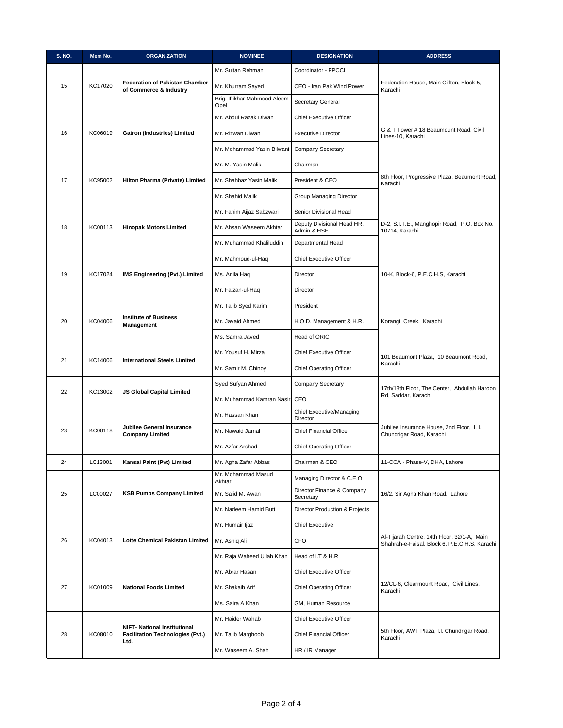| S. NO. | Mem No. | ORGANIZATION | NOMINEE | DESIGNATION | ADDRESS |
|---|---|---|---|---|---|
| 15 | KC17020 | **Federation of Pakistan Chamber of Commerce & Industry** | Mr. Sultan Rehman | Coordinator - FPCCI | Federation House, Main Clifton, Block-5, Karachi |
| | | | Mr. Khurram Sayed | CEO - Iran Pak Wind Power | |
| | | | Brig. Iftikhar Mahmood Aleem Opel | Secretary General | |
| 16 | KC06019 | **Gatron (Industries) Limited** | Mr. Abdul Razak Diwan | Chief Executive Officer | G & T Tower # 18 Beaumount Road, Civil Lines-10, Karachi |
| | | | Mr. Rizwan Diwan | Executive Director | |
| | | | Mr. Mohammad Yasin Bilwani | Company Secretary | |
| 17 | KC95002 | **Hilton Pharma (Private) Limited** | Mr. M. Yasin Malik | Chairman | 8th Floor, Progressive Plaza, Beaumont Road, Karachi |
| | | | Mr. Shahbaz Yasin Malik | President & CEO | |
| | | | Mr. Shahid Malik | Group Managing Director | |
| 18 | KC00113 | **Hinopak Motors Limited** | Mr. Fahim Aijaz Sabzwari | Senior Divisional Head | D-2, S.I.T.E., Manghopir Road, P.O. Box No. 10714, Karachi |
| | | | Mr. Ahsan Waseem Akhtar | Deputy Divisional Head HR, Admin & HSE | |
| | | | Mr. Muhammad Khaliluddin | Departmental Head | |
| 19 | KC17024 | **IMS Engineering (Pvt.) Limited** | Mr. Mahmoud-ul-Haq | Chief Executive Officer | 10-K, Block-6, P.E.C.H.S, Karachi |
| | | | Ms. Anila Haq | Director | |
| | | | Mr. Faizan-ul-Haq | Director | |
| 20 | KC04006 | **Institute of Business Management** | Mr. Talib Syed Karim | President | Korangi Creek, Karachi |
| | | | Mr. Javaid Ahmed | H.O.D. Management & H.R. | |
| | | | Ms. Samra Javed | Head of ORIC | |
| 21 | KC14006 | **International Steels Limited** | Mr. Yousuf H. Mirza | Chief Executive Officer | 101 Beaumont Plaza, 10 Beaumont Road, Karachi |
| | | | Mr. Samir M. Chinoy | Chief Operating Officer | |
| 22 | KC13002 | **JS Global Capital Limited** | Syed Sufyan Ahmed | Company Secretary | 17th/18th Floor, The Center, Abdullah Haroon Rd, Saddar, Karachi |
| | | | Mr. Muhammad Kamran Nasir | CEO | |
| 23 | KC00118 | **Jubilee General Insurance Company Limited** | Mr. Hassan Khan | Chief Executive/Managing Director | Jubilee Insurance House, 2nd Floor, I. I. Chundrigar Road, Karachi |
| | | | Mr. Nawaid Jamal | Chief Financial Officer | |
| | | | Mr. Azfar Arshad | Chief Operating Officer | |
| 24 | LC13001 | **Kansai Paint (Pvt) Limited** | Mr. Agha Zafar Abbas | Chairman & CEO | 11-CCA - Phase-V, DHA, Lahore |
| 25 | LC00027 | **KSB Pumps Company Limited** | Mr. Mohammad Masud Akhtar | Managing Director & C.E.O | 16/2, Sir Agha Khan Road, Lahore |
| | | | Mr. Sajid M. Awan | Director Finance & Company Secretary | |
| | | | Mr. Nadeem Hamid Butt | Director Production & Projects | |
| 26 | KC04013 | **Lotte Chemical Pakistan Limited** | Mr. Humair Ijaz | Chief Executive | Al-Tijarah Centre, 14th Floor, 32/1-A, Main Shahrah-e-Faisal, Block 6, P.E.C.H.S, Karachi |
| | | | Mr. Ashiq Ali | CFO | |
| | | | Mr. Raja Waheed Ullah Khan | Head of I.T & H.R | |
| 27 | KC01009 | **National Foods Limited** | Mr. Abrar Hasan | Chief Executive Officer | 12/CL-6, Clearmount Road, Civil Lines, Karachi |
| | | | Mr. Shakaib Arif | Chief Operating Officer | |
| | | | Ms. Saira A Khan | GM, Human Resource | |
| 28 | KC08010 | **NIFT- National Institutional Facilitation Technologies (Pvt.) Ltd.** | Mr. Haider Wahab | Chief Executive Officer | 5th Floor, AWT Plaza, I.I. Chundrigar Road, Karachi |
| | | | Mr. Talib Marghoob | Chief Financial Officer | |
| | | | Mr. Waseem A. Shah | HR / IR Manager | |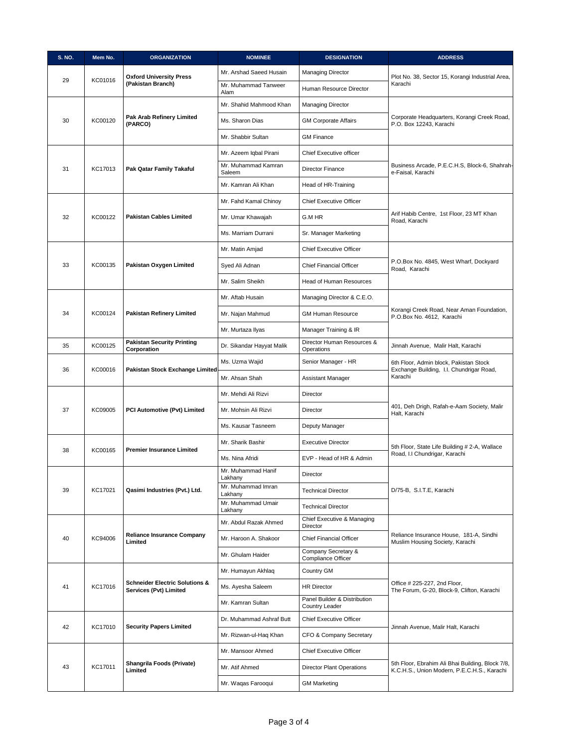| S. NO. | Mem No. | ORGANIZATION | NOMINEE | DESIGNATION | ADDRESS |
|---|---|---|---|---|---|
| 29 | KC01016 | **Oxford University Press (Pakistan Branch)** | Mr. Arshad Saeed Husain | Managing Director | Plot No. 38, Sector 15, Korangi Industrial Area, Karachi |
| | | | Mr. Muhammad Tanweer Alam | Human Resource Director | |
| 30 | KC00120 | **Pak Arab Refinery Limited (PARCO)** | Mr. Shahid Mahmood Khan | Managing Director | Corporate Headquarters, Korangi Creek Road, P.O. Box 12243, Karachi |
| | | | Ms. Sharon Dias | GM Corporate Affairs | |
| | | | Mr. Shabbir Sultan | GM Finance | |
| 31 | KC17013 | **Pak Qatar Family Takaful** | Mr. Azeem Iqbal Pirani | Chief Executive officer | Business Arcade, P.E.C.H.S, Block-6, Shahrah-e-Faisal, Karachi |
| | | | Mr. Muhammad Kamran Saleem | Director Finance | |
| | | | Mr. Kamran Ali Khan | Head of HR-Training | |
| 32 | KC00122 | **Pakistan Cables Limited** | Mr. Fahd Kamal Chinoy | Chief Executive Officer | Arif Habib Centre, 1st Floor, 23 MT Khan Road, Karachi |
| | | | Mr. Umar Khawajah | G.M HR | |
| | | | Ms. Marriam Durrani | Sr. Manager Marketing | |
| 33 | KC00135 | **Pakistan Oxygen Limited** | Mr. Matin Amjad | Chief Executive Officer | P.O.Box No. 4845, West Wharf, Dockyard Road, Karachi |
| | | | Syed Ali Adnan | Chief Financial Officer | |
| | | | Mr. Salim Sheikh | Head of Human Resources | |
| 34 | KC00124 | **Pakistan Refinery Limited** | Mr. Aftab Husain | Managing Director & C.E.O. | Korangi Creek Road, Near Aman Foundation, P.O.Box No. 4612, Karachi |
| | | | Mr. Najan Mahmud | GM Human Resource | |
| | | | Mr. Murtaza Ilyas | Manager Training & IR | |
| 35 | KC00125 | **Pakistan Security Printing Corporation** | Dr. Sikandar Hayyat Malik | Director Human Resources & Operations | Jinnah Avenue, Malir Halt, Karachi |
| 36 | KC00016 | **Pakistan Stock Exchange Limited** | Ms. Uzma Wajid | Senior Manager - HR | 6th Floor, Admin block, Pakistan Stock Exchange Building, I.I. Chundrigar Road, Karachi |
| | | | Mr. Ahsan Shah | Assistant Manager | |
| 37 | KC09005 | **PCI Automotive (Pvt) Limited** | Mr. Mehdi Ali Rizvi | Director | 401, Deh Drigh, Rafah-e-Aam Society, Malir Halt, Karachi |
| | | | Mr. Mohsin Ali Rizvi | Director | |
| | | | Ms. Kausar Tasneem | Deputy Manager | |
| 38 | KC00165 | **Premier Insurance Limited** | Mr. Sharik Bashir | Executive Director | 5th Floor, State Life Building # 2-A, Wallace Road, I.I Chundrigar, Karachi |
| | | | Ms. Nina Afridi | EVP - Head of HR & Admin | |
| 39 | KC17021 | **Qasimi Industries (Pvt.) Ltd.** | Mr. Muhammad Hanif Lakhany | Director | D/75-B, S.I.T.E, Karachi |
| | | | Mr. Muhammad Imran Lakhany | Technical Director | |
| | | | Mr. Muhammad Umair Lakhany | Technical Director | |
| 40 | KC94006 | **Reliance Insurance Company Limited** | Mr. Abdul Razak Ahmed | Chief Executive & Managing Director | Reliance Insurance House, 181-A, Sindhi Muslim Housing Society, Karachi |
| | | | Mr. Haroon A. Shakoor | Chief Financial Officer | |
| | | | Mr. Ghulam Haider | Company Secretary & Compliance Officer | |
| 41 | KC17016 | **Schneider Electric Solutions & Services (Pvt) Limited** | Mr. Humayun Akhlaq | Country GM | Office # 225-227, 2nd Floor, The Forum, G-20, Block-9, Clifton, Karachi |
| | | | Ms. Ayesha Saleem | HR Director | |
| | | | Mr. Kamran Sultan | Panel Builder & Distribution Country Leader | |
| 42 | KC17010 | **Security Papers Limited** | Dr. Muhammad Ashraf Butt | Chief Executive Officer | Jinnah Avenue, Malir Halt, Karachi |
| | | | Mr. Rizwan-ul-Haq Khan | CFO & Company Secretary | |
| 43 | KC17011 | **Shangrila Foods (Private) Limited** | Mr. Mansoor Ahmed | Chief Executive Officer | 5th Floor, Ebrahim Ali Bhai Building, Block 7/8, K.C.H.S., Union Modern, P.E.C.H.S., Karachi |
| | | | Mr. Atif Ahmed | Director Plant Operations | |
| | | | Mr. Waqas Farooqui | GM Marketing | |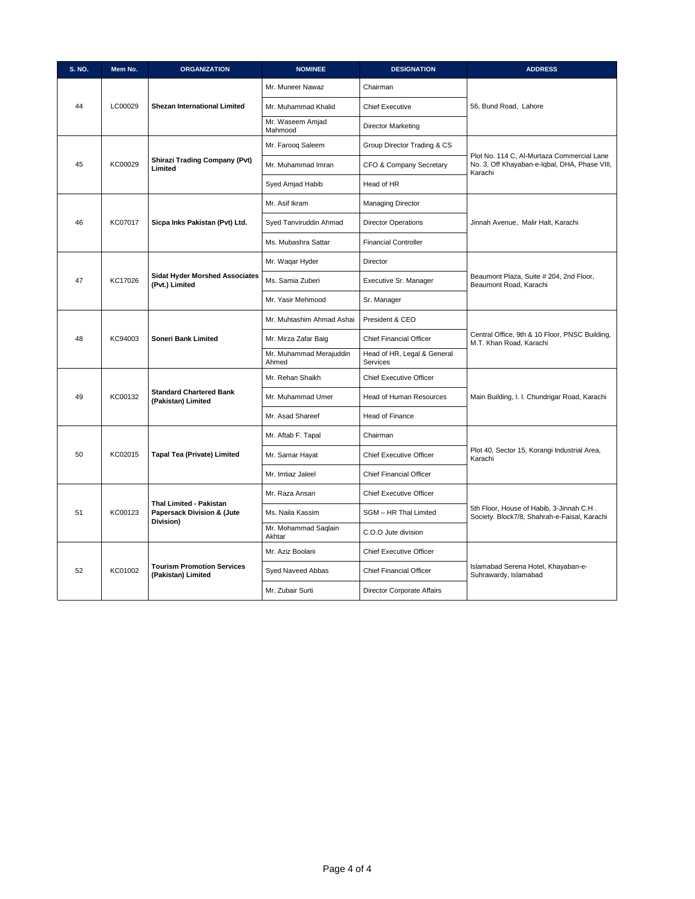| S. NO. | Mem No. | ORGANIZATION | NOMINEE | DESIGNATION | ADDRESS |
|---|---|---|---|---|---|
| 44 | LC00029 | **Shezan International Limited** | Mr. Muneer Nawaz | Chairman | 56, Bund Road, Lahore |
| | | | Mr. Muhammad Khalid | Chief Executive | |
| | | | Mr. Waseem Amjad Mahmood | Director Marketing | |
| 45 | KC00029 | **Shirazi Trading Company (Pvt) Limited** | Mr. Farooq Saleem | Group Director Trading & CS | Plot No. 114 C, Al-Murtaza Commercial Lane No. 3, Off Khayaban-e-Iqbal, DHA, Phase VIII, Karachi |
| | | | Mr. Muhammad Imran | CFO & Company Secretary | |
| | | | Syed Amjad Habib | Head of HR | |
| 46 | KC07017 | **Sicpa Inks Pakistan (Pvt) Ltd.** | Mr. Asif Ikram | Managing Director | Jinnah Avenue, Malir Halt, Karachi |
| | | | Syed Tanviruddin Ahmad | Director Operations | |
| | | | Ms. Mubashra Sattar | Financial Controller | |
| 47 | KC17026 | **Sidat Hyder Morshed Associates (Pvt.) Limited** | Mr. Waqar Hyder | Director | Beaumont Plaza, Suite # 204, 2nd Floor, Beaumont Road, Karachi |
| | | | Ms. Samia Zuberi | Executive Sr. Manager | |
| | | | Mr. Yasir Mehmood | Sr. Manager | |
| 48 | KC94003 | **Soneri Bank Limited** | Mr. Muhtashim Ahmad Ashai | President & CEO | Central Office, 9th & 10 Floor, PNSC Building, M.T. Khan Road, Karachi |
| | | | Mr. Mirza Zafar Baig | Chief Financial Officer | |
| | | | Mr. Muhammad Merajuddin Ahmed | Head of HR, Legal & General Services | |
| 49 | KC00132 | **Standard Chartered Bank (Pakistan) Limited** | Mr. Rehan Shaikh | Chief Executive Officer | Main Building, I. I. Chundrigar Road, Karachi |
| | | | Mr. Muhammad Umer | Head of Human Resources | |
| | | | Mr. Asad Shareef | Head of Finance | |
| 50 | KC02015 | **Tapal Tea (Private) Limited** | Mr. Aftab F. Tapal | Chairman | Plot 40, Sector 15, Korangi Industrial Area, Karachi |
| | | | Mr. Samar Hayat | Chief Executive Officer | |
| | | | Mr. Imtiaz Jaleel | Chief Financial Officer | |
| 51 | KC00123 | **Thal Limited - Pakistan Papersack Division & (Jute Division)** | Mr. Raza Ansari | Chief Executive Officer | 5th Floor, House of Habib, 3-Jinnah C.H . Society. Block7/8, Shahrah-e-Faisal, Karachi |
| | | | Ms. Naila Kassim | SGM – HR Thal Limited | |
| | | | Mr. Mohammad Saqlain Akhtar | C.O.O Jute division | |
| 52 | KC01002 | **Tourism Promotion Services (Pakistan) Limited** | Mr. Aziz Boolani | Chief Executive Officer | Islamabad Serena Hotel, Khayaban-e-Suhrawardy, Islamabad |
| | | | Syed Naveed Abbas | Chief Financial Officer | |
| | | | Mr. Zubair Surti | Director Corporate Affairs | |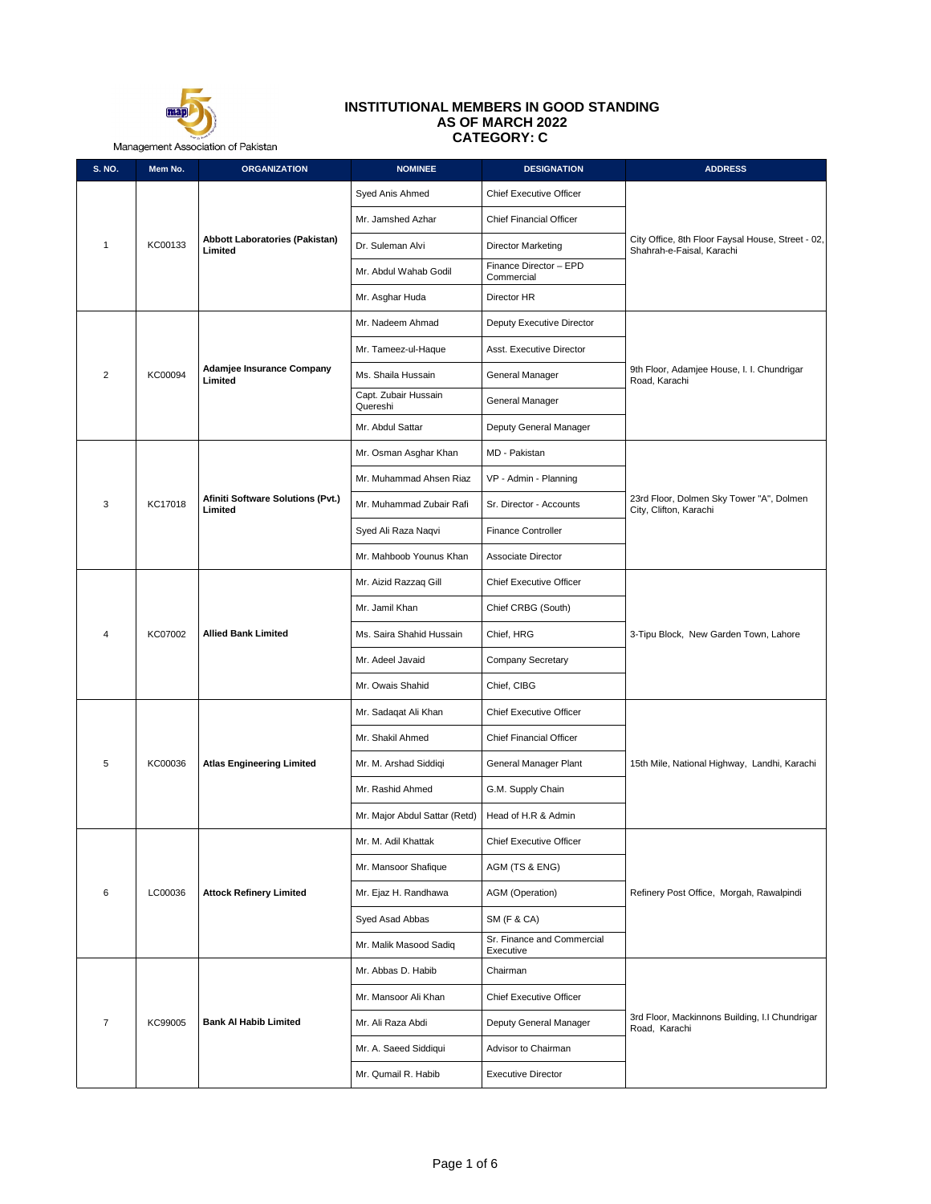Management Association of Pakistan

# INSTITUTIONAL MEMBERS IN GOOD STANDING
## AS OF MARCH 2022
## CATEGORY: C

| S. NO. | Mem No. | ORGANIZATION | NOMINEE | DESIGNATION | ADDRESS |
|---|---|---|---|---|---|
| 1 | KC00133 | **Abbott Laboratories (Pakistan) Limited** | Syed Anis Ahmed | Chief Executive Officer | City Office, 8th Floor Faysal House, Street - 02, Shahrah-e-Faisal, Karachi |
| | | | Mr. Jamshed Azhar | Chief Financial Officer | |
| | | | Dr. Suleman Alvi | Director Marketing | |
| | | | Mr. Abdul Wahab Godil | Finance Director – EPD Commercial | |
| | | | Mr. Asghar Huda | Director HR | |
| 2 | KC00094 | **Adamjee Insurance Company Limited** | Mr. Nadeem Ahmad | Deputy Executive Director | 9th Floor, Adamjee House, I. I. Chundrigar Road, Karachi |
| | | | Mr. Tameez-ul-Haque | Asst. Executive Director | |
| | | | Ms. Shaila Hussain | General Manager | |
| | | | Capt. Zubair Hussain Quereshi | General Manager | |
| | | | Mr. Abdul Sattar | Deputy General Manager | |
| 3 | KC17018 | **Afiniti Software Solutions (Pvt.) Limited** | Mr. Osman Asghar Khan | MD - Pakistan | 23rd Floor, Dolmen Sky Tower "A", Dolmen City, Clifton, Karachi |
| | | | Mr. Muhammad Ahsen Riaz | VP - Admin - Planning | |
| | | | Mr. Muhammad Zubair Rafi | Sr. Director - Accounts | |
| | | | Syed Ali Raza Naqvi | Finance Controller | |
| | | | Mr. Mahboob Younus Khan | Associate Director | |
| 4 | KC07002 | **Allied Bank Limited** | Mr. Aizid Razzaq Gill | Chief Executive Officer | 3-Tipu Block, New Garden Town, Lahore |
| | | | Mr. Jamil Khan | Chief CRBG (South) | |
| | | | Ms. Saira Shahid Hussain | Chief, HRG | |
| | | | Mr. Adeel Javaid | Company Secretary | |
| | | | Mr. Owais Shahid | Chief, CIBG | |
| 5 | KC00036 | **Atlas Engineering Limited** | Mr. Sadaqat Ali Khan | Chief Executive Officer | 15th Mile, National Highway, Landhi, Karachi |
| | | | Mr. Shakil Ahmed | Chief Financial Officer | |
| | | | Mr. M. Arshad Siddiqi | General Manager Plant | |
| | | | Mr. Rashid Ahmed | G.M. Supply Chain | |
| | | | Mr. Major Abdul Sattar (Retd) | Head of H.R & Admin | |
| 6 | LC00036 | **Attock Refinery Limited** | Mr. M. Adil Khattak | Chief Executive Officer | Refinery Post Office, Morgah, Rawalpindi |
| | | | Mr. Mansoor Shafique | AGM (TS & ENG) | |
| | | | Mr. Ejaz H. Randhawa | AGM (Operation) | |
| | | | Syed Asad Abbas | SM (F & CA) | |
| | | | Mr. Malik Masood Sadiq | Sr. Finance and Commercial Executive | |
| 7 | KC99005 | **Bank Al Habib Limited** | Mr. Abbas D. Habib | Chairman | 3rd Floor, Mackinnons Building, I.I Chundrigar Road, Karachi |
| | | | Mr. Mansoor Ali Khan | Chief Executive Officer | |
| | | | Mr. Ali Raza Abdi | Deputy General Manager | |
| | | | Mr. A. Saeed Siddiqui | Advisor to Chairman | |
| | | | Mr. Qumail R. Habib | Executive Director | |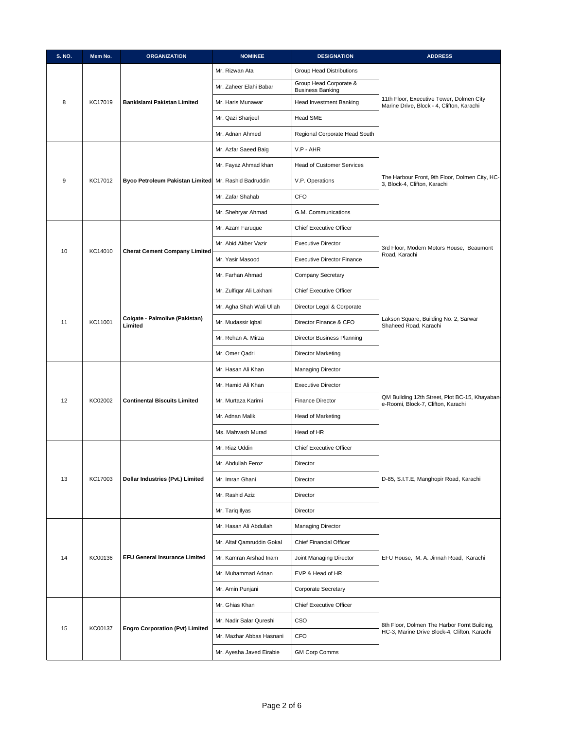| S. NO. | Mem No. | ORGANIZATION | NOMINEE | DESIGNATION | ADDRESS |
|---|---|---|---|---|---|
| 8 | KC17019 | **BankIslami Pakistan Limited** | Mr. Rizwan Ata | Group Head Distributions | 11th Floor, Executive Tower, Dolmen City Marine Drive, Block - 4, Clifton, Karachi |
| | | | Mr. Zaheer Elahi Babar | Group Head Corporate & Business Banking | |
| | | | Mr. Haris Munawar | Head Investment Banking | |
| | | | Mr. Qazi Sharjeel | Head SME | |
| | | | Mr. Adnan Ahmed | Regional Corporate Head South | |
| 9 | KC17012 | **Byco Petroleum Pakistan Limited** | Mr. Azfar Saeed Baig | V.P - AHR | The Harbour Front, 9th Floor, Dolmen City, HC-3, Block-4, Clifton, Karachi |
| | | | Mr. Fayaz Ahmad khan | Head of Customer Services | |
| | | | Mr. Rashid Badruddin | V.P. Operations | |
| | | | Mr. Zafar Shahab | CFO | |
| | | | Mr. Shehryar Ahmad | G.M. Communications | |
| 10 | KC14010 | **Cherat Cement Company Limited** | Mr. Azam Faruque | Chief Executive Officer | 3rd Floor, Modern Motors House, Beaumont Road, Karachi |
| | | | Mr. Abid Akber Vazir | Executive Director | |
| | | | Mr. Yasir Masood | Executive Director Finance | |
| | | | Mr. Farhan Ahmad | Company Secretary | |
| 11 | KC11001 | **Colgate - Palmolive (Pakistan) Limited** | Mr. Zulfiqar Ali Lakhani | Chief Executive Officer | Lakson Square, Building No. 2, Sarwar Shaheed Road, Karachi |
| | | | Mr. Agha Shah Wali Ullah | Director Legal & Corporate | |
| | | | Mr. Mudassir Iqbal | Director Finance & CFO | |
| | | | Mr. Rehan A. Mirza | Director Business Planning | |
| | | | Mr. Omer Qadri | Director Marketing | |
| 12 | KC02002 | **Continental Biscuits Limited** | Mr. Hasan Ali Khan | Managing Director | QM Building 12th Street, Plot BC-15, Khayaban-e-Roomi, Block-7, Clifton, Karachi |
| | | | Mr. Hamid Ali Khan | Executive Director | |
| | | | Mr. Murtaza Karimi | Finance Director | |
| | | | Mr. Adnan Malik | Head of Marketing | |
| | | | Ms. Mahvash Murad | Head of HR | |
| 13 | KC17003 | **Dollar Industries (Pvt.) Limited** | Mr. Riaz Uddin | Chief Executive Officer | D-85, S.I.T.E, Manghopir Road, Karachi |
| | | | Mr. Abdullah Feroz | Director | |
| | | | Mr. Imran Ghani | Director | |
| | | | Mr. Rashid Aziz | Director | |
| | | | Mr. Tariq Ilyas | Director | |
| 14 | KC00136 | **EFU General Insurance Limited** | Mr. Hasan Ali Abdullah | Managing Director | EFU House, M. A. Jinnah Road, Karachi |
| | | | Mr. Altaf Qamruddin Gokal | Chief Financial Officer | |
| | | | Mr. Kamran Arshad Inam | Joint Managing Director | |
| | | | Mr. Muhammad Adnan | EVP & Head of HR | |
| | | | Mr. Amin Punjani | Corporate Secretary | |
| 15 | KC00137 | **Engro Corporation (Pvt) Limited** | Mr. Ghias Khan | Chief Executive Officer | 8th Floor, Dolmen The Harbor Fornt Building, HC-3, Marine Drive Block-4, Clifton, Karachi |
| | | | Mr. Nadir Salar Qureshi | CSO | |
| | | | Mr. Mazhar Abbas Hasnani | CFO | |
| | | | Mr. Ayesha Javed Eirabie | GM Corp Comms | |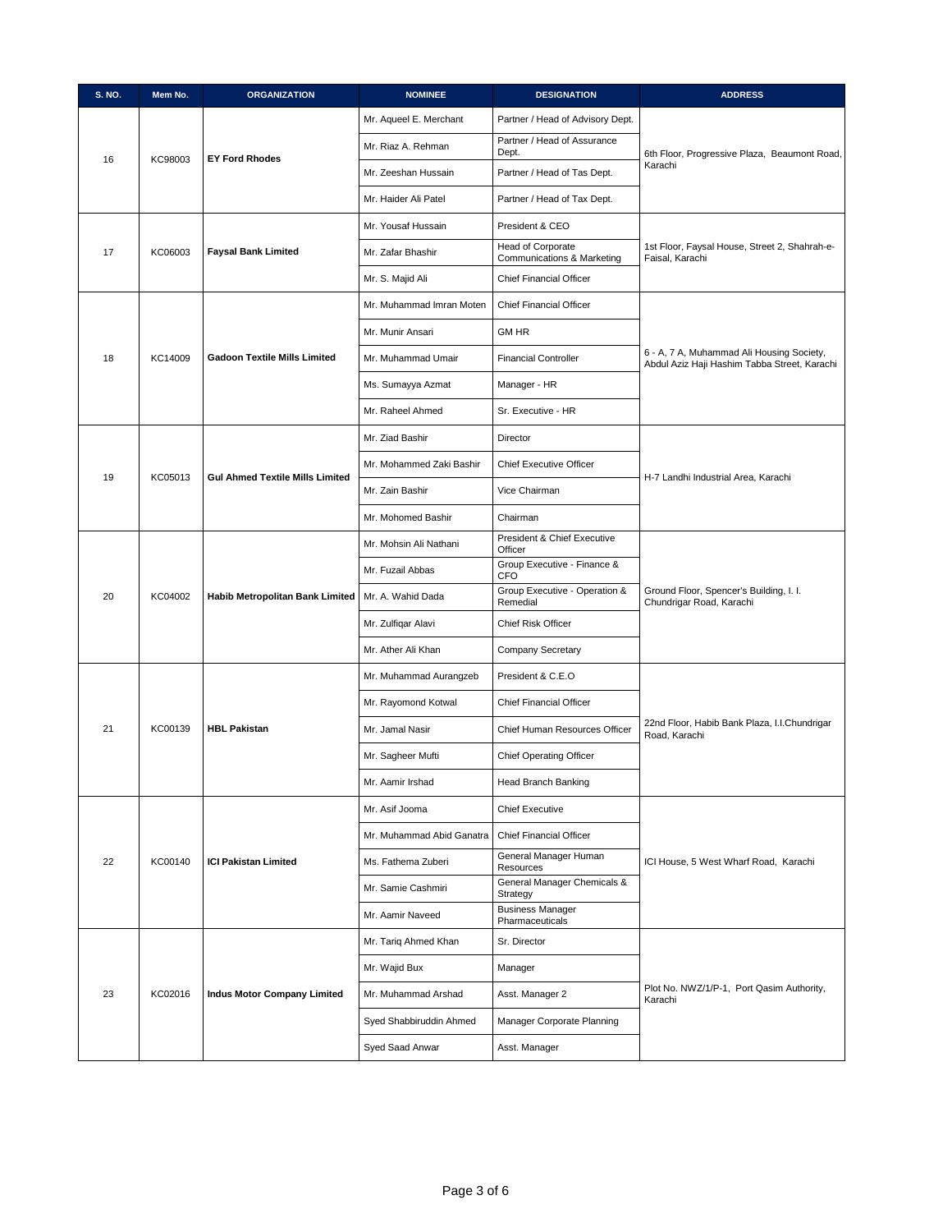| S. NO. | Mem No. | ORGANIZATION | NOMINEE | DESIGNATION | ADDRESS |
|---|---|---|---|---|---|
| 16 | KC98003 | **EY Ford Rhodes** | Mr. Aqueel E. Merchant | Partner / Head of Advisory Dept. | 6th Floor, Progressive Plaza, Beaumont Road, Karachi |
| | | | Mr. Riaz A. Rehman | Partner / Head of Assurance Dept. | |
| | | | Mr. Zeeshan Hussain | Partner / Head of Tas Dept. | |
| | | | Mr. Haider Ali Patel | Partner / Head of Tax Dept. | |
| 17 | KC06003 | **Faysal Bank Limited** | Mr. Yousaf Hussain | President & CEO | 1st Floor, Faysal House, Street 2, Shahrah-e-Faisal, Karachi |
| | | | Mr. Zafar Bhashir | Head of Corporate Communications & Marketing | |
| | | | Mr. S. Majid Ali | Chief Financial Officer | |
| 18 | KC14009 | **Gadoon Textile Mills Limited** | Mr. Muhammad Imran Moten | Chief Financial Officer | 6 - A, 7 A, Muhammad Ali Housing Society, Abdul Aziz Haji Hashim Tabba Street, Karachi |
| | | | Mr. Munir Ansari | GM HR | |
| | | | Mr. Muhammad Umair | Financial Controller | |
| | | | Ms. Sumayya Azmat | Manager - HR | |
| | | | Mr. Raheel Ahmed | Sr. Executive - HR | |
| 19 | KC05013 | **Gul Ahmed Textile Mills Limited** | Mr. Ziad Bashir | Director | H-7 Landhi Industrial Area, Karachi |
| | | | Mr. Mohammed Zaki Bashir | Chief Executive Officer | |
| | | | Mr. Zain Bashir | Vice Chairman | |
| | | | Mr. Mohomed Bashir | Chairman | |
| 20 | KC04002 | **Habib Metropolitan Bank Limited** | Mr. Mohsin Ali Nathani | President & Chief Executive Officer | Ground Floor, Spencer's Building, I. I. Chundrigar Road, Karachi |
| | | | Mr. Fuzail Abbas | Group Executive - Finance & CFO | |
| | | | Mr. A. Wahid Dada | Group Executive - Operation & Remedial | |
| | | | Mr. Zulfiqar Alavi | Chief Risk Officer | |
| | | | Mr. Ather Ali Khan | Company Secretary | |
| 21 | KC00139 | **HBL Pakistan** | Mr. Muhammad Aurangzeb | President & C.E.O | 22nd Floor, Habib Bank Plaza, I.I.Chundrigar Road, Karachi |
| | | | Mr. Rayomond Kotwal | Chief Financial Officer | |
| | | | Mr. Jamal Nasir | Chief Human Resources Officer | |
| | | | Mr. Sagheer Mufti | Chief Operating Officer | |
| | | | Mr. Aamir Irshad | Head Branch Banking | |
| 22 | KC00140 | **ICI Pakistan Limited** | Mr. Asif Jooma | Chief Executive | ICI House, 5 West Wharf Road, Karachi |
| | | | Mr. Muhammad Abid Ganatra | Chief Financial Officer | |
| | | | Ms. Fathema Zuberi | General Manager Human Resources | |
| | | | Mr. Samie Cashmiri | General Manager Chemicals & Strategy | |
| | | | Mr. Aamir Naveed | Business Manager Pharmaceuticals | |
| 23 | KC02016 | **Indus Motor Company Limited** | Mr. Tariq Ahmed Khan | Sr. Director | Plot No. NWZ/1/P-1, Port Qasim Authority, Karachi |
| | | | Mr. Wajid Bux | Manager | |
| | | | Mr. Muhammad Arshad | Asst. Manager 2 | |
| | | | Syed Shabbiruddin Ahmed | Manager Corporate Planning | |
| | | | Syed Saad Anwar | Asst. Manager | |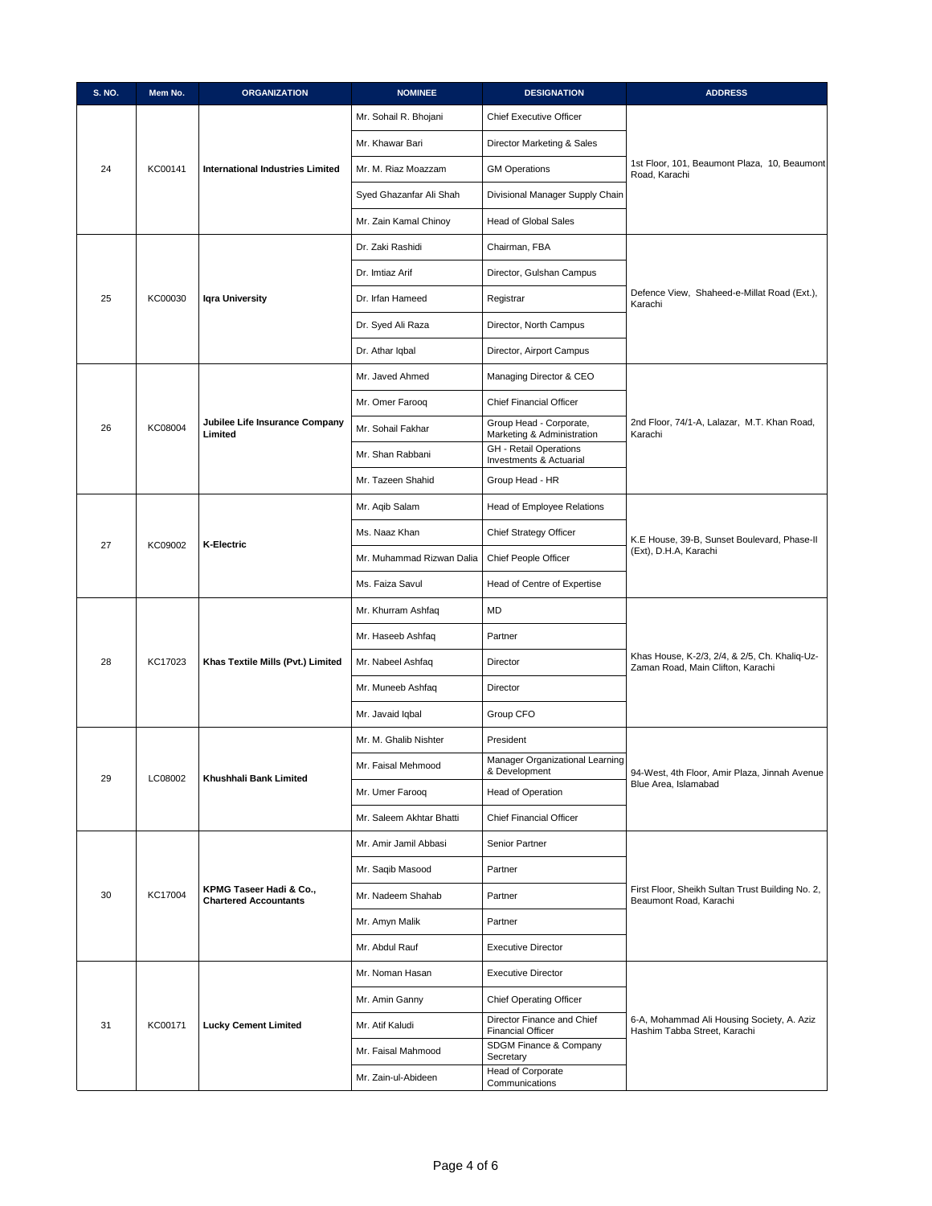| S. NO. | Mem No. | ORGANIZATION | NOMINEE | DESIGNATION | ADDRESS |
|---|---|---|---|---|---|
| 24 | KC00141 | **International Industries Limited** | Mr. Sohail R. Bhojani | Chief Executive Officer | 1st Floor, 101, Beaumont Plaza, 10, Beaumont Road, Karachi |
| | | | Mr. Khawar Bari | Director Marketing & Sales | |
| | | | Mr. M. Riaz Moazzam | GM Operations | |
| | | | Syed Ghazanfar Ali Shah | Divisional Manager Supply Chain | |
| | | | Mr. Zain Kamal Chinoy | Head of Global Sales | |
| 25 | KC00030 | **Iqra University** | Dr. Zaki Rashidi | Chairman, FBA | Defence View, Shaheed-e-Millat Road (Ext.), Karachi |
| | | | Dr. Imtiaz Arif | Director, Gulshan Campus | |
| | | | Dr. Irfan Hameed | Registrar | |
| | | | Dr. Syed Ali Raza | Director, North Campus | |
| | | | Dr. Athar Iqbal | Director, Airport Campus | |
| 26 | KC08004 | **Jubilee Life Insurance Company Limited** | Mr. Javed Ahmed | Managing Director & CEO | 2nd Floor, 74/1-A, Lalazar, M.T. Khan Road, Karachi |
| | | | Mr. Omer Farooq | Chief Financial Officer | |
| | | | Mr. Sohail Fakhar | Group Head - Corporate, Marketing & Administration | |
| | | | Mr. Shan Rabbani | GH - Retail Operations Investments & Actuarial | |
| | | | Mr. Tazeen Shahid | Group Head - HR | |
| 27 | KC09002 | **K-Electric** | Mr. Aqib Salam | Head of Employee Relations | K.E House, 39-B, Sunset Boulevard, Phase-II (Ext), D.H.A, Karachi |
| | | | Ms. Naaz Khan | Chief Strategy Officer | |
| | | | Mr. Muhammad Rizwan Dalia | Chief People Officer | |
| | | | Ms. Faiza Savul | Head of Centre of Expertise | |
| 28 | KC17023 | **Khas Textile Mills (Pvt.) Limited** | Mr. Khurram Ashfaq | MD | Khas House, K-2/3, 2/4, & 2/5, Ch. Khaliq-Uz-Zaman Road, Main Clifton, Karachi |
| | | | Mr. Haseeb Ashfaq | Partner | |
| | | | Mr. Nabeel Ashfaq | Director | |
| | | | Mr. Muneeb Ashfaq | Director | |
| | | | Mr. Javaid Iqbal | Group CFO | |
| 29 | LC08002 | **Khushhali Bank Limited** | Mr. M. Ghalib Nishter | President | 94-West, 4th Floor, Amir Plaza, Jinnah Avenue Blue Area, Islamabad |
| | | | Mr. Faisal Mehmood | Manager Organizational Learning & Development | |
| | | | Mr. Umer Farooq | Head of Operation | |
| | | | Mr. Saleem Akhtar Bhatti | Chief Financial Officer | |
| 30 | KC17004 | **KPMG Taseer Hadi & Co., Chartered Accountants** | Mr. Amir Jamil Abbasi | Senior Partner | First Floor, Sheikh Sultan Trust Building No. 2, Beaumont Road, Karachi |
| | | | Mr. Saqib Masood | Partner | |
| | | | Mr. Nadeem Shahab | Partner | |
| | | | Mr. Amyn Malik | Partner | |
| | | | Mr. Abdul Rauf | Executive Director | |
| 31 | KC00171 | **Lucky Cement Limited** | Mr. Noman Hasan | Executive Director | 6-A, Mohammad Ali Housing Society, A. Aziz Hashim Tabba Street, Karachi |
| | | | Mr. Amin Ganny | Chief Operating Officer | |
| | | | Mr. Atif Kaludi | Director Finance and Chief Financial Officer | |
| | | | Mr. Faisal Mahmood | SDGM Finance & Company Secretary | |
| | | | Mr. Zain-ul-Abideen | Head of Corporate Communications | |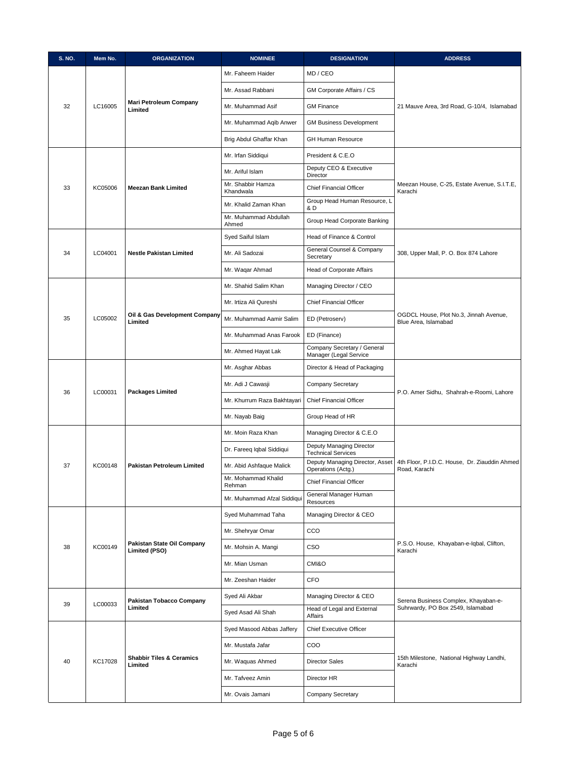| S. NO. | Mem No. | ORGANIZATION | NOMINEE | DESIGNATION | ADDRESS |
|---|---|---|---|---|---|
| 32 | LC16005 | **Mari Petroleum Company Limited** | Mr. Faheem Haider | MD / CEO | 21 Mauve Area, 3rd Road, G-10/4, Islamabad |
| | | | Mr. Assad Rabbani | GM Corporate Affairs / CS | |
| | | | Mr. Muhammad Asif | GM Finance | |
| | | | Mr. Muhammad Aqib Anwer | GM Business Development | |
| | | | Brig Abdul Ghaffar Khan | GH Human Resource | |
| 33 | KC05006 | **Meezan Bank Limited** | Mr. Irfan Siddiqui | President & C.E.O | Meezan House, C-25, Estate Avenue, S.I.T.E, Karachi |
| | | | Mr. Ariful Islam | Deputy CEO & Executive Director | |
| | | | Mr. Shabbir Hamza Khandwala | Chief Financial Officer | |
| | | | Mr. Khalid Zaman Khan | Group Head Human Resource, L & D | |
| | | | Mr. Muhammad Abdullah Ahmed | Group Head Corporate Banking | |
| 34 | LC04001 | **Nestle Pakistan Limited** | Syed Saiful Islam | Head of Finance & Control | 308, Upper Mall, P. O. Box 874 Lahore |
| | | | Mr. Ali Sadozai | General Counsel & Company Secretary | |
| | | | Mr. Waqar Ahmad | Head of Corporate Affairs | |
| 35 | LC05002 | **Oil & Gas Development Company Limited** | Mr. Shahid Salim Khan | Managing Director / CEO | OGDCL House, Plot No.3, Jinnah Avenue, Blue Area, Islamabad |
| | | | Mr. Irtiza Ali Qureshi | Chief Financial Officer | |
| | | | Mr. Muhammad Aamir Salim | ED (Petroserv) | |
| | | | Mr. Muhammad Anas Farook | ED (Finance) | |
| | | | Mr. Ahmed Hayat Lak | Company Secretary / General Manager (Legal Service | |
| 36 | LC00031 | **Packages Limited** | Mr. Asghar Abbas | Director & Head of Packaging | P.O. Amer Sidhu, Shahrah-e-Roomi, Lahore |
| | | | Mr. Adi J Cawasji | Company Secretary | |
| | | | Mr. Khurrum Raza Bakhtayari | Chief Financial Officer | |
| | | | Mr. Nayab Baig | Group Head of HR | |
| 37 | KC00148 | **Pakistan Petroleum Limited** | Mr. Moin Raza Khan | Managing Director & C.E.O | 4th Floor, P.I.D.C. House, Dr. Ziauddin Ahmed Road, Karachi |
| | | | Dr. Fareeq Iqbal Siddiqui | Deputy Managing Director Technical Services | |
| | | | Mr. Abid Ashfaque Malick | Deputy Managing Director, Asset Operations (Actg.) | |
| | | | Mr. Mohammad Khalid Rehman | Chief Financial Officer | |
| | | | Mr. Muhammad Afzal Siddiqui | General Manager Human Resources | |
| 38 | KC00149 | **Pakistan State Oil Company Limited (PSO)** | Syed Muhammad Taha | Managing Director & CEO | P.S.O. House, Khayaban-e-Iqbal, Clifton, Karachi |
| | | | Mr. Shehryar Omar | CCO | |
| | | | Mr. Mohsin A. Mangi | CSO | |
| | | | Mr. Mian Usman | CMI&O | |
| | | | Mr. Zeeshan Haider | CFO | |
| 39 | LC00033 | **Pakistan Tobacco Company Limited** | Syed Ali Akbar | Managing Director & CEO | Serena Business Complex, Khayaban-e-Suhrwardy, PO Box 2549, Islamabad |
| | | | Syed Asad Ali Shah | Head of Legal and External Affairs | |
| 40 | KC17028 | **Shabbir Tiles & Ceramics Limited** | Syed Masood Abbas Jaffery | Chief Executive Officer | 15th Milestone, National Highway Landhi, Karachi |
| | | | Mr. Mustafa Jafar | COO | |
| | | | Mr. Waquas Ahmed | Director Sales | |
| | | | Mr. Tafveez Amin | Director HR | |
| | | | Mr. Ovais Jamani | Company Secretary | |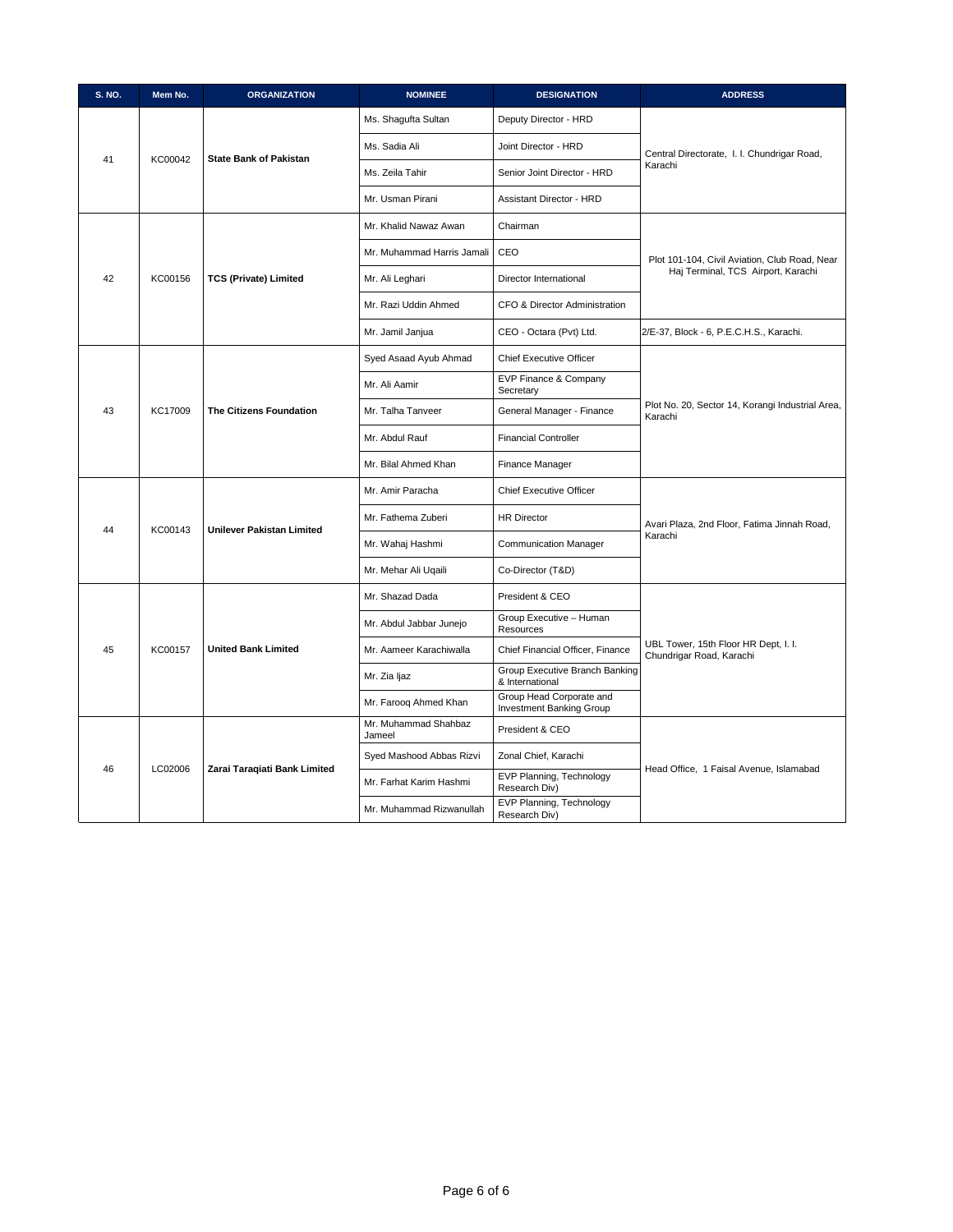| S. NO. | Mem No. | ORGANIZATION | NOMINEE | DESIGNATION | ADDRESS |
|---|---|---|---|---|---|
| 41 | KC00042 | **State Bank of Pakistan** | Ms. Shagufta Sultan | Deputy Director - HRD | Central Directorate, I. I. Chundrigar Road, Karachi |
| | | | Ms. Sadia Ali | Joint Director - HRD | |
| | | | Ms. Zeila Tahir | Senior Joint Director - HRD | |
| | | | Mr. Usman Pirani | Assistant Director - HRD | |
| 42 | KC00156 | **TCS (Private) Limited** | Mr. Khalid Nawaz Awan | Chairman | Plot 101-104, Civil Aviation, Club Road, Near Haj Terminal, TCS Airport, Karachi |
| | | | Mr. Muhammad Harris Jamali | CEO | |
| | | | Mr. Ali Leghari | Director International | |
| | | | Mr. Razi Uddin Ahmed | CFO & Director Administration | |
| | | | Mr. Jamil Janjua | CEO - Octara (Pvt) Ltd. | 2/E-37, Block - 6, P.E.C.H.S., Karachi. |
| 43 | KC17009 | **The Citizens Foundation** | Syed Asaad Ayub Ahmad | Chief Executive Officer | Plot No. 20, Sector 14, Korangi Industrial Area, Karachi |
| | | | Mr. Ali Aamir | EVP Finance & Company Secretary | |
| | | | Mr. Talha Tanveer | General Manager - Finance | |
| | | | Mr. Abdul Rauf | Financial Controller | |
| | | | Mr. Bilal Ahmed Khan | Finance Manager | |
| 44 | KC00143 | **Unilever Pakistan Limited** | Mr. Amir Paracha | Chief Executive Officer | Avari Plaza, 2nd Floor, Fatima Jinnah Road, Karachi |
| | | | Mr. Fathema Zuberi | HR Director | |
| | | | Mr. Wahaj Hashmi | Communication Manager | |
| | | | Mr. Mehar Ali Uqaili | Co-Director (T&D) | |
| 45 | KC00157 | **United Bank Limited** | Mr. Shazad Dada | President & CEO | UBL Tower, 15th Floor HR Dept, I. I. Chundrigar Road, Karachi |
| | | | Mr. Abdul Jabbar Junejo | Group Executive – Human Resources | |
| | | | Mr. Aameer Karachiwalla | Chief Financial Officer, Finance | |
| | | | Mr. Zia Ijaz | Group Executive Branch Banking & International | |
| | | | Mr. Farooq Ahmed Khan | Group Head Corporate and Investment Banking Group | |
| 46 | LC02006 | **Zarai Taraqiati Bank Limited** | Mr. Muhammad Shahbaz Jameel | President & CEO | Head Office, 1 Faisal Avenue, Islamabad |
| | | | Syed Mashood Abbas Rizvi | Zonal Chief, Karachi | |
| | | | Mr. Farhat Karim Hashmi | EVP Planning, Technology Research Div) | |
| | | | Mr. Muhammad Rizwanullah | EVP Planning, Technology Research Div) | |